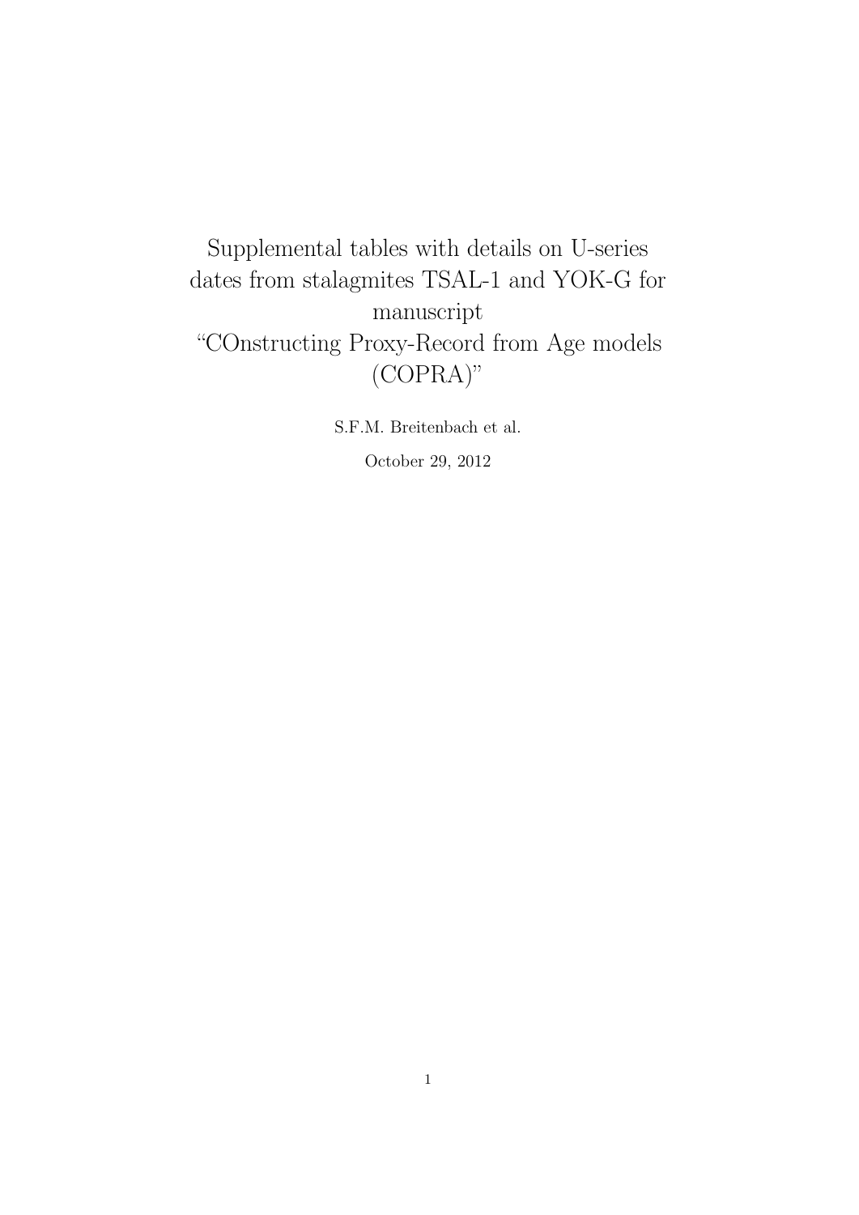# Supplemental tables with details on U-series dates from stalagmites TSAL-1 and YOK-G for manuscript "COnstructing Proxy-Record from Age models (COPRA)"

S.F.M. Breitenbach et al.

October 29, 2012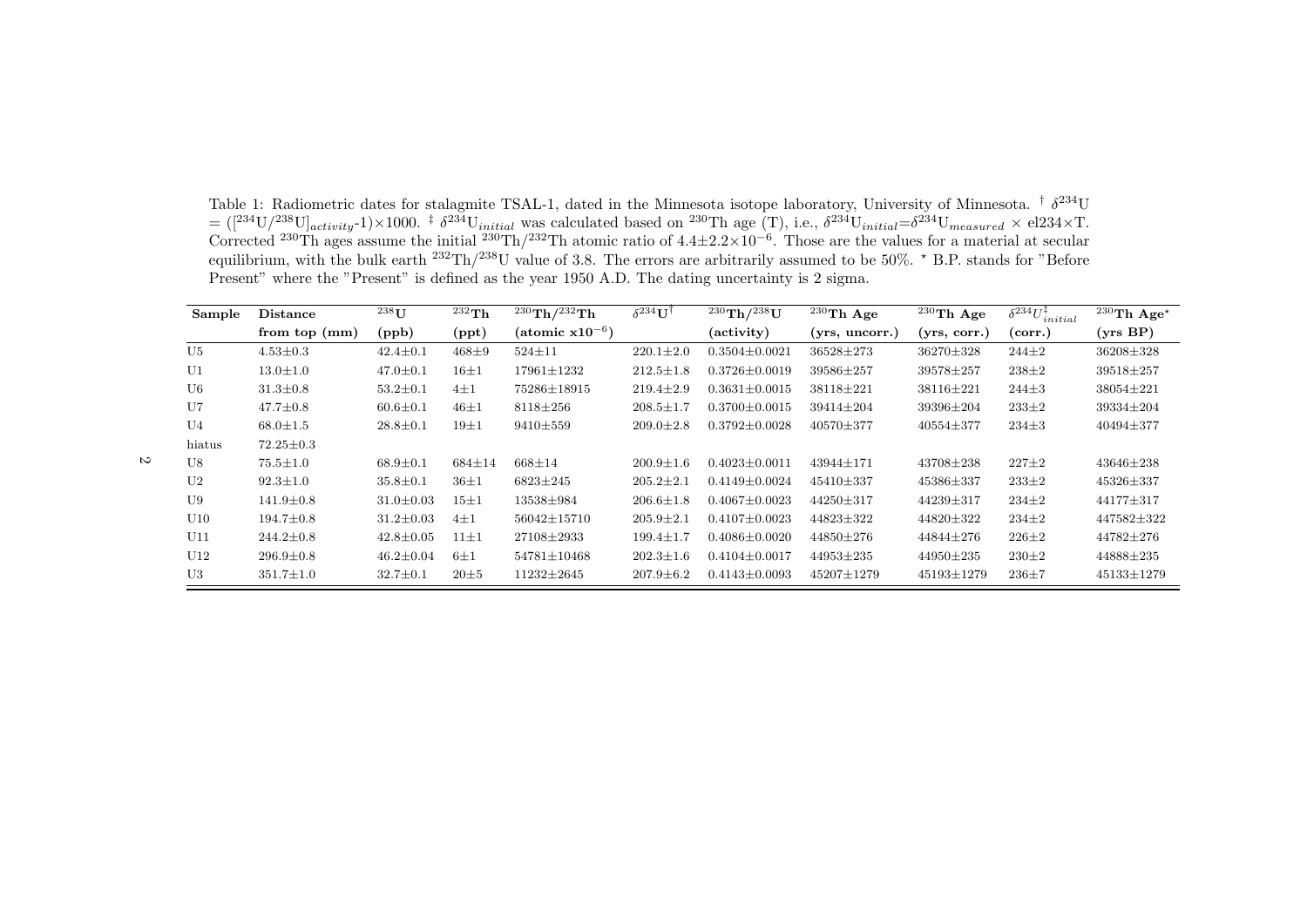Table 1: Radiometric dates for stalagmite TSAL-1, dated in the Minnesota isotope laboratory, University of Minnesota. † $\delta^{234}$U = ([$^{234}$U/$^{238}$U]$_{activity}$-1)×1000. ‡ $\delta^{234}$U$_{initial}$ was calculated based on $^{230}$Th age (T), i.e., $\delta^{234}$U$_{initial}$=$\delta^{234}$U$_{measured}$ × el234×T. Corrected $^{230}$Th ages assume the initial $^{230}$Th/$^{232}$Th atomic ratio of $4.4 \pm 2.2 \times 10^{-6}$. Those are the values for a material at secular equilibrium, with the bulk earth $^{232}$Th/$^{238}$U value of 3.8. The errors are arbitrarily assumed to be 50%. ⋆ B.P. stands for "Before Present" where the "Present" is defined as the year 1950 A.D. The dating uncertainty is 2 sigma.

| Sample | Distance from top (mm) | $^{238}$U (ppb) | $^{232}$Th (ppt) | $^{230}$Th/$^{232}$Th (atomic x$10^{-6}$) | $\delta^{234}$U† | $^{230}$Th/$^{238}$U (activity) | $^{230}$Th Age (yrs, uncorr.) | $^{230}$Th Age (yrs, corr.) | $\delta^{234}U^{‡}_{initial}$ (corr.) | $^{230}$Th Age⋆ (yrs BP) |
|---|---|---|---|---|---|---|---|---|---|---|
| U5 | 4.53±0.3 | 42.4±0.1 | 468±9 | 524±11 | 220.1±2.0 | 0.3504±0.0021 | 36528±273 | 36270±328 | 244±2 | 36208±328 |
| U1 | 13.0±1.0 | 47.0±0.1 | 16±1 | 17961±1232 | 212.5±1.8 | 0.3726±0.0019 | 39586±257 | 39578±257 | 238±2 | 39518±257 |
| U6 | 31.3±0.8 | 53.2±0.1 | 4±1 | 75286±18915 | 219.4±2.9 | 0.3631±0.0015 | 38118±221 | 38116±221 | 244±3 | 38054±221 |
| U7 | 47.7±0.8 | 60.6±0.1 | 46±1 | 8118±256 | 208.5±1.7 | 0.3700±0.0015 | 39414±204 | 39396±204 | 233±2 | 39334±204 |
| U4 | 68.0±1.5 | 28.8±0.1 | 19±1 | 9410±559 | 209.0±2.8 | 0.3792±0.0028 | 40570±377 | 40554±377 | 234±3 | 40494±377 |
| hiatus | 72.25±0.3 | | | | | | | | | |
| U8 | 75.5±1.0 | 68.9±0.1 | 684±14 | 668±14 | 200.9±1.6 | 0.4023±0.0011 | 43944±171 | 43708±238 | 227±2 | 43646±238 |
| U2 | 92.3±1.0 | 35.8±0.1 | 36±1 | 6823±245 | 205.2±2.1 | 0.4149±0.0024 | 45410±337 | 45386±337 | 233±2 | 45326±337 |
| U9 | 141.9±0.8 | 31.0±0.03 | 15±1 | 13538±984 | 206.6±1.8 | 0.4067±0.0023 | 44250±317 | 44239±317 | 234±2 | 44177±317 |
| U10 | 194.7±0.8 | 31.2±0.03 | 4±1 | 56042±15710 | 205.9±2.1 | 0.4107±0.0023 | 44823±322 | 44820±322 | 234±2 | 447582±322 |
| U11 | 244.2±0.8 | 42.8±0.05 | 11±1 | 27108±2933 | 199.4±1.7 | 0.4086±0.0020 | 44850±276 | 44844±276 | 226±2 | 44782±276 |
| U12 | 296.9±0.8 | 46.2±0.04 | 6±1 | 54781±10468 | 202.3±1.6 | 0.4104±0.0017 | 44953±235 | 44950±235 | 230±2 | 44888±235 |
| U3 | 351.7±1.0 | 32.7±0.1 | 20±5 | 11232±2645 | 207.9±6.2 | 0.4143±0.0093 | 45207±1279 | 45193±1279 | 236±7 | 45133±1279 |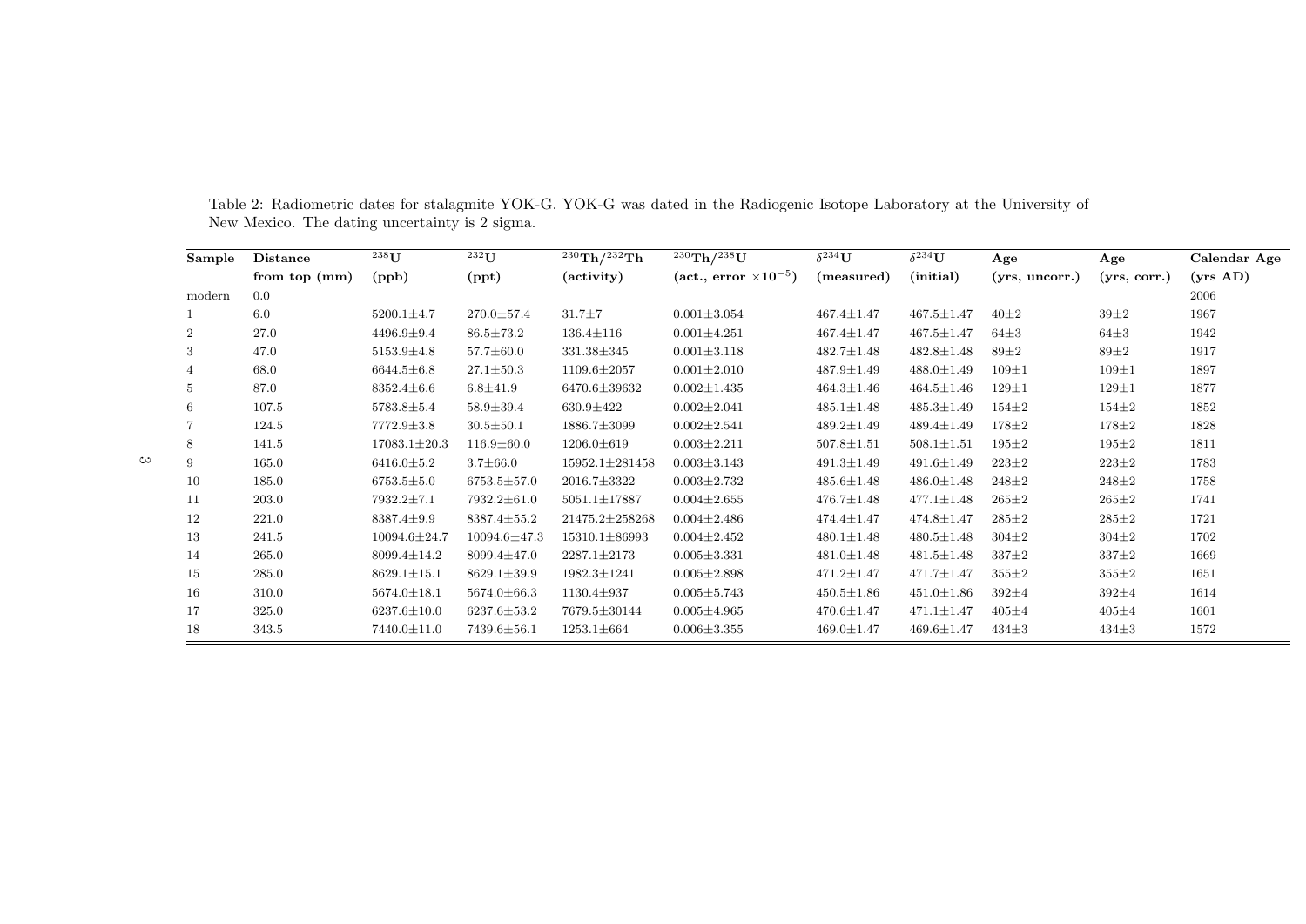Table 2: Radiometric dates for stalagmite YOK-G. YOK-G was dated in the Radiogenic Isotope Laboratory at the University of New Mexico. The dating uncertainty is 2 sigma.

| Sample | Distance from top (mm) | $^{238}$U (ppb) | $^{232}$U (ppt) | $^{230}$Th/$^{232}$Th (activity) | $^{230}$Th/$^{238}$U (act., error $\times 10^{-5}$) | $\delta^{234}$U (measured) | $\delta^{234}$U (initial) | Age (yrs, uncorr.) | Age (yrs, corr.) | Calendar Age (yrs AD) |
|---|---|---|---|---|---|---|---|---|---|---|
| modern | 0.0 | | | | | | | | | 2006 |
| 1 | 6.0 | 5200.1±4.7 | 270.0±57.4 | 31.7±7 | 0.001±3.054 | 467.4±1.47 | 467.5±1.47 | 40±2 | 39±2 | 1967 |
| 2 | 27.0 | 4496.9±9.4 | 86.5±73.2 | 136.4±116 | 0.001±4.251 | 467.4±1.47 | 467.5±1.47 | 64±3 | 64±3 | 1942 |
| 3 | 47.0 | 5153.9±4.8 | 57.7±60.0 | 331.38±345 | 0.001±3.118 | 482.7±1.48 | 482.8±1.48 | 89±2 | 89±2 | 1917 |
| 4 | 68.0 | 6644.5±6.8 | 27.1±50.3 | 1109.6±2057 | 0.001±2.010 | 487.9±1.49 | 488.0±1.49 | 109±1 | 109±1 | 1897 |
| 5 | 87.0 | 8352.4±6.6 | 6.8±41.9 | 6470.6±39632 | 0.002±1.435 | 464.3±1.46 | 464.5±1.46 | 129±1 | 129±1 | 1877 |
| 6 | 107.5 | 5783.8±5.4 | 58.9±39.4 | 630.9±422 | 0.002±2.041 | 485.1±1.48 | 485.3±1.49 | 154±2 | 154±2 | 1852 |
| 7 | 124.5 | 7772.9±3.8 | 30.5±50.1 | 1886.7±3099 | 0.002±2.541 | 489.2±1.49 | 489.4±1.49 | 178±2 | 178±2 | 1828 |
| 8 | 141.5 | 17083.1±20.3 | 116.9±60.0 | 1206.0±619 | 0.003±2.211 | 507.8±1.51 | 508.1±1.51 | 195±2 | 195±2 | 1811 |
| 9 | 165.0 | 6416.0±5.2 | 3.7±66.0 | 15952.1±281458 | 0.003±3.143 | 491.3±1.49 | 491.6±1.49 | 223±2 | 223±2 | 1783 |
| 10 | 185.0 | 6753.5±5.0 | 6753.5±57.0 | 2016.7±3322 | 0.003±2.732 | 485.6±1.48 | 486.0±1.48 | 248±2 | 248±2 | 1758 |
| 11 | 203.0 | 7932.2±7.1 | 7932.2±61.0 | 5051.1±17887 | 0.004±2.655 | 476.7±1.48 | 477.1±1.48 | 265±2 | 265±2 | 1741 |
| 12 | 221.0 | 8387.4±9.9 | 8387.4±55.2 | 21475.2±258268 | 0.004±2.486 | 474.4±1.47 | 474.8±1.47 | 285±2 | 285±2 | 1721 |
| 13 | 241.5 | 10094.6±24.7 | 10094.6±47.3 | 15310.1±86993 | 0.004±2.452 | 480.1±1.48 | 480.5±1.48 | 304±2 | 304±2 | 1702 |
| 14 | 265.0 | 8099.4±14.2 | 8099.4±47.0 | 2287.1±2173 | 0.005±3.331 | 481.0±1.48 | 481.5±1.48 | 337±2 | 337±2 | 1669 |
| 15 | 285.0 | 8629.1±15.1 | 8629.1±39.9 | 1982.3±1241 | 0.005±2.898 | 471.2±1.47 | 471.7±1.47 | 355±2 | 355±2 | 1651 |
| 16 | 310.0 | 5674.0±18.1 | 5674.0±66.3 | 1130.4±937 | 0.005±5.743 | 450.5±1.86 | 451.0±1.86 | 392±4 | 392±4 | 1614 |
| 17 | 325.0 | 6237.6±10.0 | 6237.6±53.2 | 7679.5±30144 | 0.005±4.965 | 470.6±1.47 | 471.1±1.47 | 405±4 | 405±4 | 1601 |
| 18 | 343.5 | 7440.0±11.0 | 7439.6±56.1 | 1253.1±664 | 0.006±3.355 | 469.0±1.47 | 469.6±1.47 | 434±3 | 434±3 | 1572 |